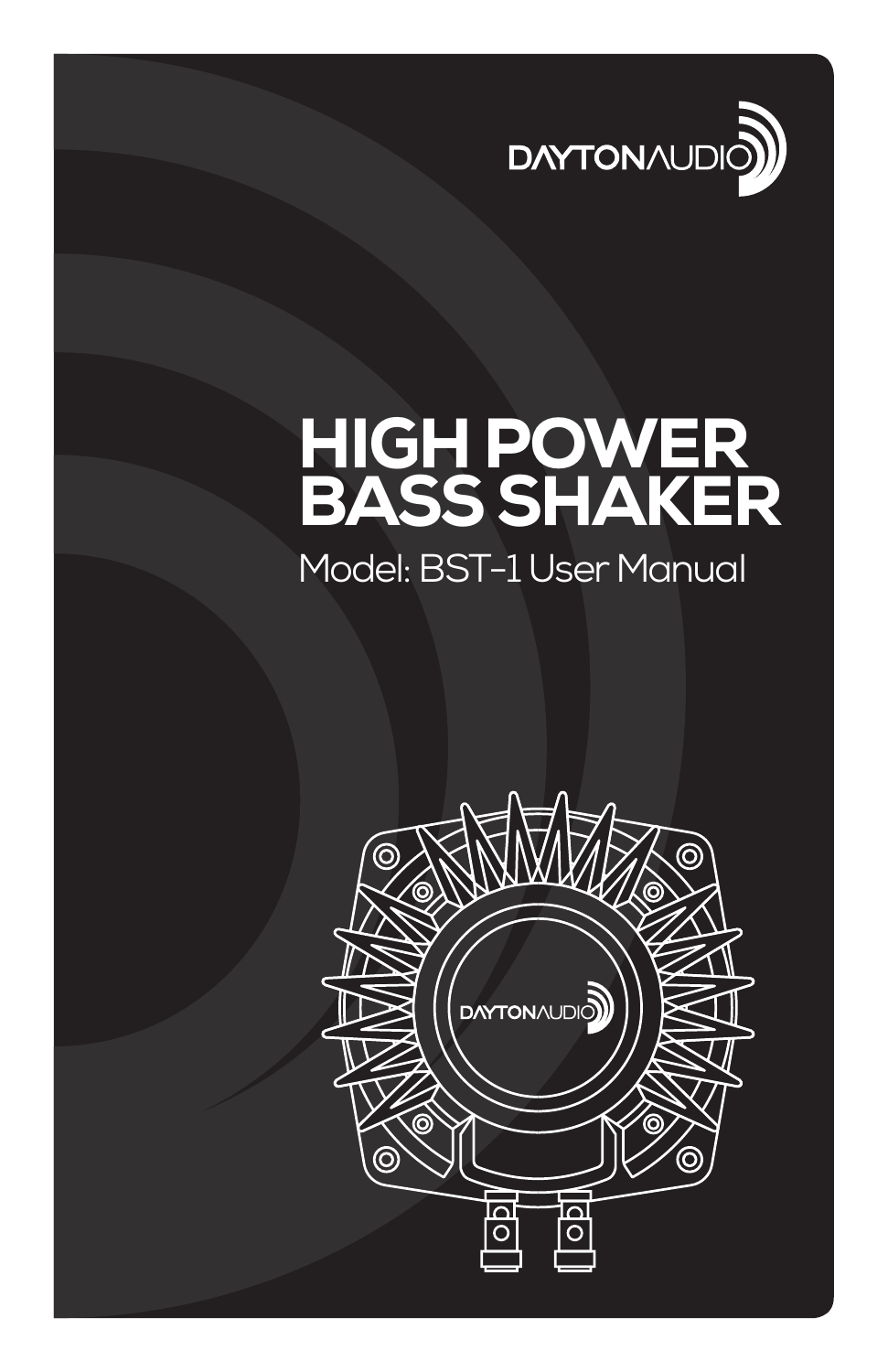DAYTONAUDIO

# HIGH POWER BASS SHAKER

Model: BST-1 User Manual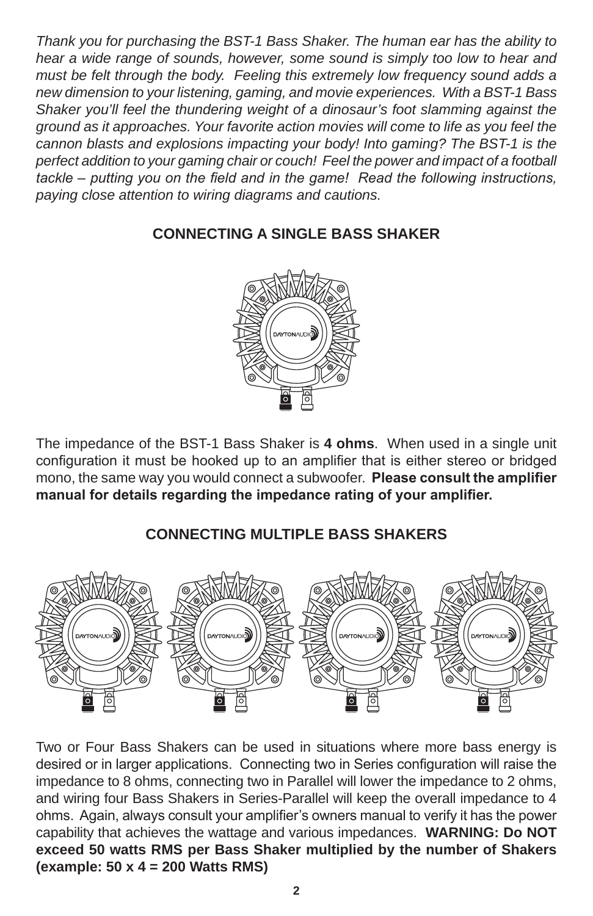*Thank you for purchasing the BST-1 Bass Shaker. The human ear has the ability to hear a wide range of sounds, however, some sound is simply too low to hear and must be felt through the body. Feeling this extremely low frequency sound adds a new dimension to your listening, gaming, and movie experiences. With a BST-1 Bass Shaker you'll feel the thundering weight of a dinosaur's foot slamming against the ground as it approaches. Your favorite action movies will come to life as you feel the cannon blasts and explosions impacting your body! Into gaming? The BST-1 is the perfect addition to your gaming chair or couch! Feel the power and impact of a football tackle – putting you on the field and in the game! Read the following instructions, paying close attention to wiring diagrams and cautions.*

## CONNECTING A SINGLE BASS SHAKER

The impedance of the BST-1 Bass Shaker is **4 ohms**. When used in a single unit configuration it must be hooked up to an amplifier that is either stereo or bridged mono, the same way you would connect a subwoofer. **Please consult the amplifier manual for details regarding the impedance rating of your amplifier.**

## CONNECTING MULTIPLE BASS SHAKERS

Two or Four Bass Shakers can be used in situations where more bass energy is desired or in larger applications. Connecting two in Series configuration will raise the impedance to 8 ohms, connecting two in Parallel will lower the impedance to 2 ohms, and wiring four Bass Shakers in Series-Parallel will keep the overall impedance to 4 ohms. Again, always consult your amplifier's owners manual to verify it has the power capability that achieves the wattage and various impedances. **WARNING: Do NOT exceed 50 watts RMS per Bass Shaker multiplied by the number of Shakers (example: 50 x 4 = 200 Watts RMS)**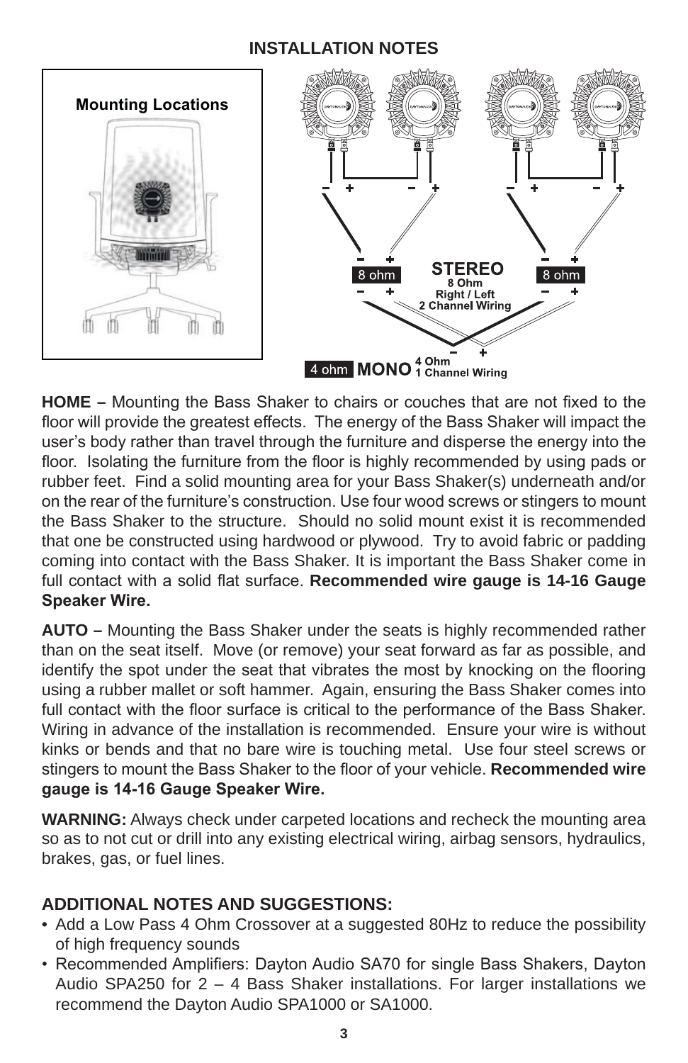## INSTALLATION NOTES

**Mounting Locations**

**STEREO** 8 Ohm Right / Left 2 Channel Wiring

8 ohm

8 ohm

4 ohm **MONO** 4 Ohm 1 Channel Wiring

**HOME –** Mounting the Bass Shaker to chairs or couches that are not fixed to the floor will provide the greatest effects. The energy of the Bass Shaker will impact the user's body rather than travel through the furniture and disperse the energy into the floor. Isolating the furniture from the floor is highly recommended by using pads or rubber feet. Find a solid mounting area for your Bass Shaker(s) underneath and/or on the rear of the furniture's construction. Use four wood screws or stingers to mount the Bass Shaker to the structure. Should no solid mount exist it is recommended that one be constructed using hardwood or plywood. Try to avoid fabric or padding coming into contact with the Bass Shaker. It is important the Bass Shaker come in full contact with a solid flat surface. **Recommended wire gauge is 14-16 Gauge Speaker Wire.**

**AUTO –** Mounting the Bass Shaker under the seats is highly recommended rather than on the seat itself. Move (or remove) your seat forward as far as possible, and identify the spot under the seat that vibrates the most by knocking on the flooring using a rubber mallet or soft hammer. Again, ensuring the Bass Shaker comes into full contact with the floor surface is critical to the performance of the Bass Shaker. Wiring in advance of the installation is recommended. Ensure your wire is without kinks or bends and that no bare wire is touching metal. Use four steel screws or stingers to mount the Bass Shaker to the floor of your vehicle. **Recommended wire gauge is 14-16 Gauge Speaker Wire.**

**WARNING:** Always check under carpeted locations and recheck the mounting area so as to not cut or drill into any existing electrical wiring, airbag sensors, hydraulics, brakes, gas, or fuel lines.

### ADDITIONAL NOTES AND SUGGESTIONS:

- Add a Low Pass 4 Ohm Crossover at a suggested 80Hz to reduce the possibility of high frequency sounds
- Recommended Amplifiers: Dayton Audio SA70 for single Bass Shakers, Dayton Audio SPA250 for 2 – 4 Bass Shaker installations. For larger installations we recommend the Dayton Audio SPA1000 or SA1000.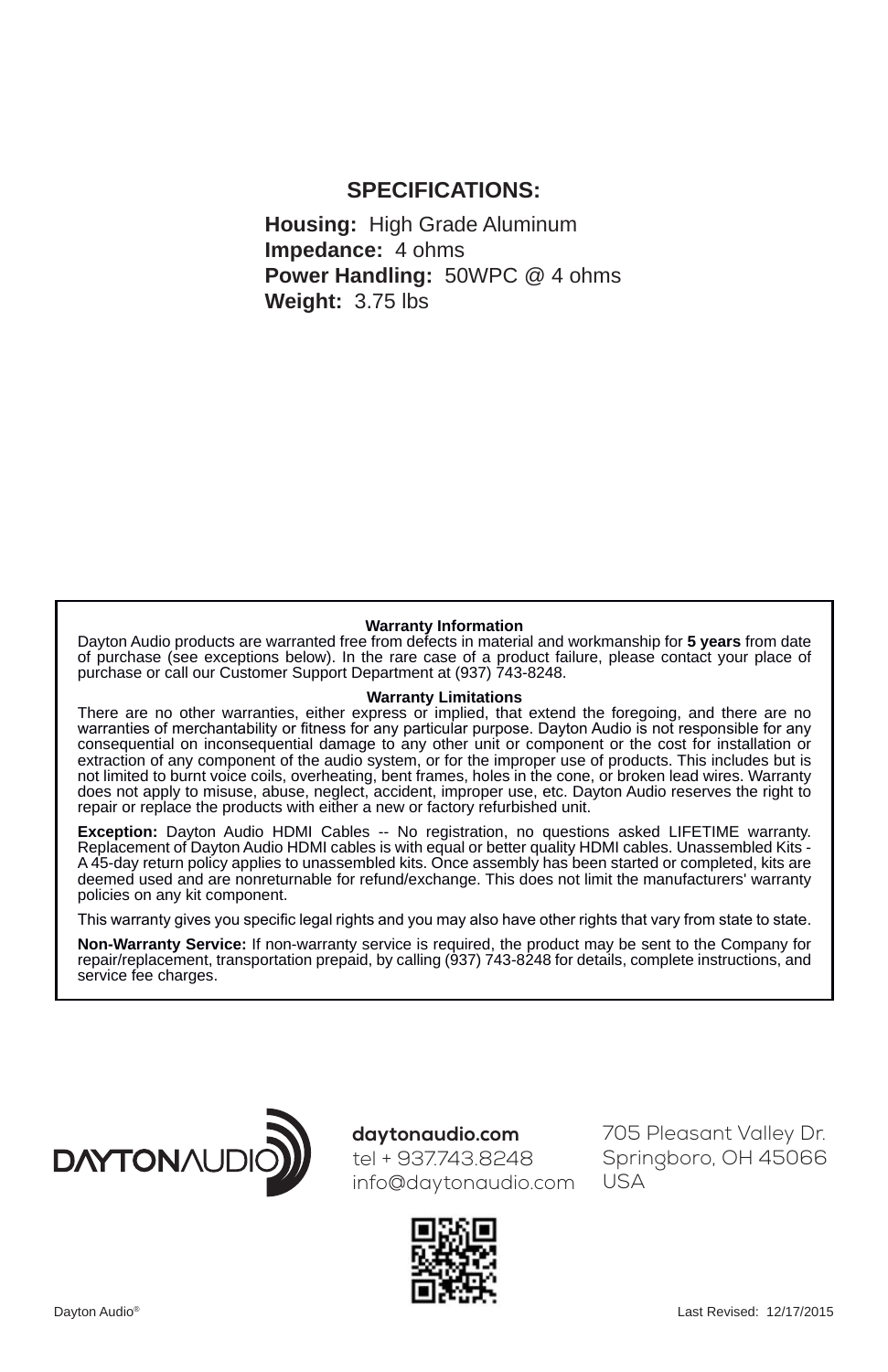## SPECIFICATIONS:

**Housing:** High Grade Aluminum
**Impedance:** 4 ohms
**Power Handling:** 50WPC @ 4 ohms
**Weight:** 3.75 lbs

**Warranty Information**

Dayton Audio products are warranted free from defects in material and workmanship for **5 years** from date of purchase (see exceptions below). In the rare case of a product failure, please contact your place of purchase or call our Customer Support Department at (937) 743-8248.

**Warranty Limitations**

There are no other warranties, either express or implied, that extend the foregoing, and there are no warranties of merchantability or fitness for any particular purpose. Dayton Audio is not responsible for any consequential on inconsequential damage to any other unit or component or the cost for installation or extraction of any component of the audio system, or for the improper use of products. This includes but is not limited to burnt voice coils, overheating, bent frames, holes in the cone, or broken lead wires. Warranty does not apply to misuse, abuse, neglect, accident, improper use, etc. Dayton Audio reserves the right to repair or replace the products with either a new or factory refurbished unit.

**Exception:** Dayton Audio HDMI Cables -- No registration, no questions asked LIFETIME warranty. Replacement of Dayton Audio HDMI cables is with equal or better quality HDMI cables. Unassembled Kits - A 45-day return policy applies to unassembled kits. Once assembly has been started or completed, kits are deemed used and are nonreturnable for refund/exchange. This does not limit the manufacturers' warranty policies on any kit component.

This warranty gives you specific legal rights and you may also have other rights that vary from state to state.

**Non-Warranty Service:** If non-warranty service is required, the product may be sent to the Company for repair/replacement, transportation prepaid, by calling (937) 743-8248 for details, complete instructions, and service fee charges.

DAYTONAUDIO

**daytonaudio.com**
tel + 937.743.8248
info@daytonaudio.com

705 Pleasant Valley Dr.
Springboro, OH 45066
USA

Dayton Audio®

Last Revised: 12/17/2015